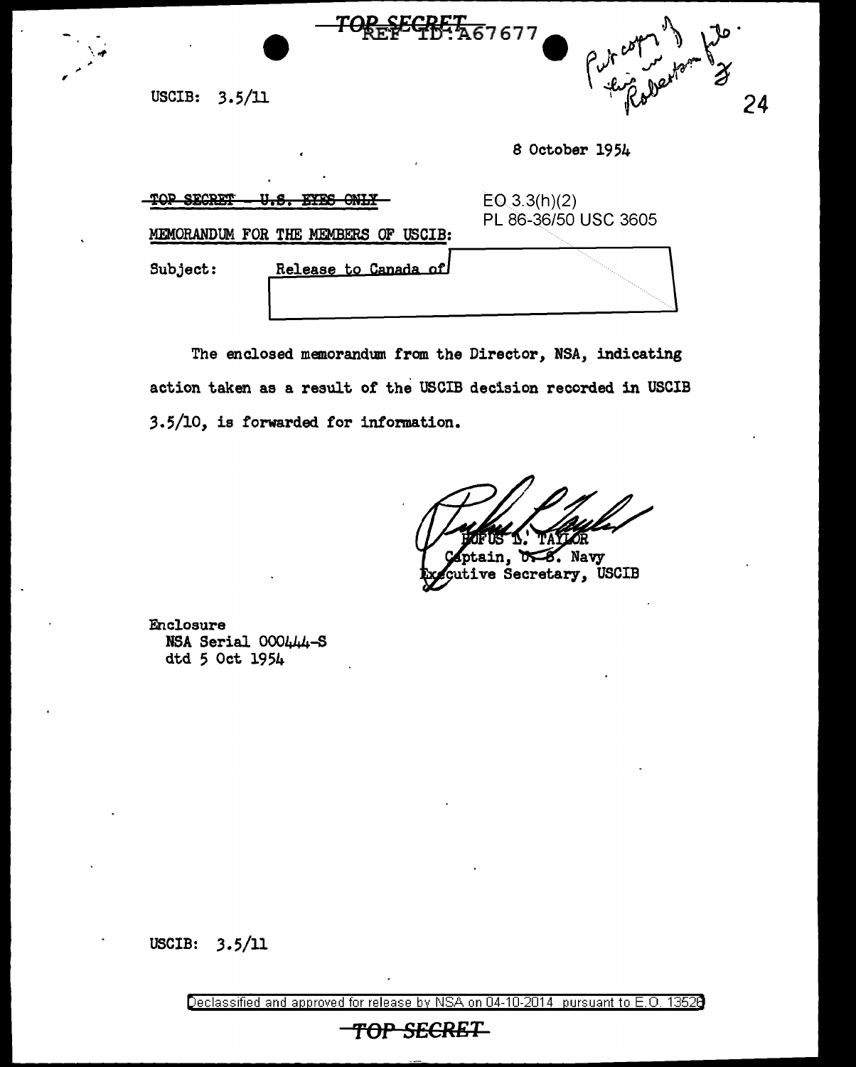TOP SECRET REF ID:A67677

USCIB: 3.5/11

Put copy of this in Robertson file.

8 October 1954

~~TOP SECRET - U.S. EYES ONLY~~

EO 3.3(h)(2)
PL 86-36/50 USC 3605

MEMORANDUM FOR THE MEMBERS OF USCIB:

Subject: Release to Canada of [redacted]

The enclosed memorandum from the Director, NSA, indicating action taken as a result of the USCIB decision recorded in USCIB 3.5/10, is forwarded for information.

RUFUS L. TAYLOR
Captain, U.S. Navy
Executive Secretary, USCIB

Enclosure
NSA Serial 000444-S
dtd 5 Oct 1954

USCIB: 3.5/11

Declassified and approved for release by NSA on 04-10-2014 pursuant to E.O. 13526

TOP SECRET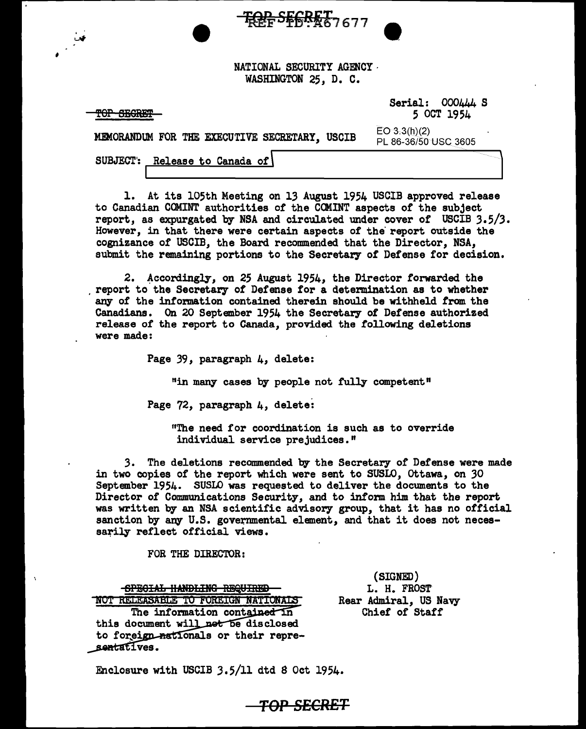TOP SECRET REF ID:A67677

NATIONAL SECURITY AGENCY
WASHINGTON 25, D. C.

~~TOP SECRET~~

Serial: 000444 S
5 OCT 1954

MEMORANDUM FOR THE EXECUTIVE SECRETARY, USCIB

EO 3.3(h)(2)
PL 86-36/50 USC 3605

SUBJECT: Release to Canada of [redacted]

1. At its 105th Meeting on 13 August 1954 USCIB approved release to Canadian COMINT authorities of the COMINT aspects of the subject report, as expurgated by NSA and circulated under cover of USCIB 3.5/3. However, in that there were certain aspects of the report outside the cognizance of USCIB, the Board recommended that the Director, NSA, submit the remaining portions to the Secretary of Defense for decision.

2. Accordingly, on 25 August 1954, the Director forwarded the report to the Secretary of Defense for a determination as to whether any of the information contained therein should be withheld from the Canadians. On 20 September 1954 the Secretary of Defense authorized release of the report to Canada, provided the following deletions were made:

Page 39, paragraph 4, delete:

"in many cases by people not fully competent"

Page 72, paragraph 4, delete:

"The need for coordination is such as to override individual service prejudices."

3. The deletions recommended by the Secretary of Defense were made in two copies of the report which were sent to SUSLO, Ottawa, on 30 September 1954. SUSLO was requested to deliver the documents to the Director of Communications Security, and to inform him that the report was written by an NSA scientific advisory group, that it has no official sanction by any U.S. governmental element, and that it does not necessarily reflect official views.

FOR THE DIRECTOR:

(SIGNED)
L. H. FROST
Rear Admiral, US Navy
Chief of Staff

~~SPECIAL HANDLING REQUIRED~~
~~NOT RELEASABLE TO FOREIGN NATIONALS~~
~~The information contained in this document will not be disclosed to foreign nationals or their representatives.~~

Enclosure with USCIB 3.5/11 dtd 8 Oct 1954.

~~TOP SECRET~~